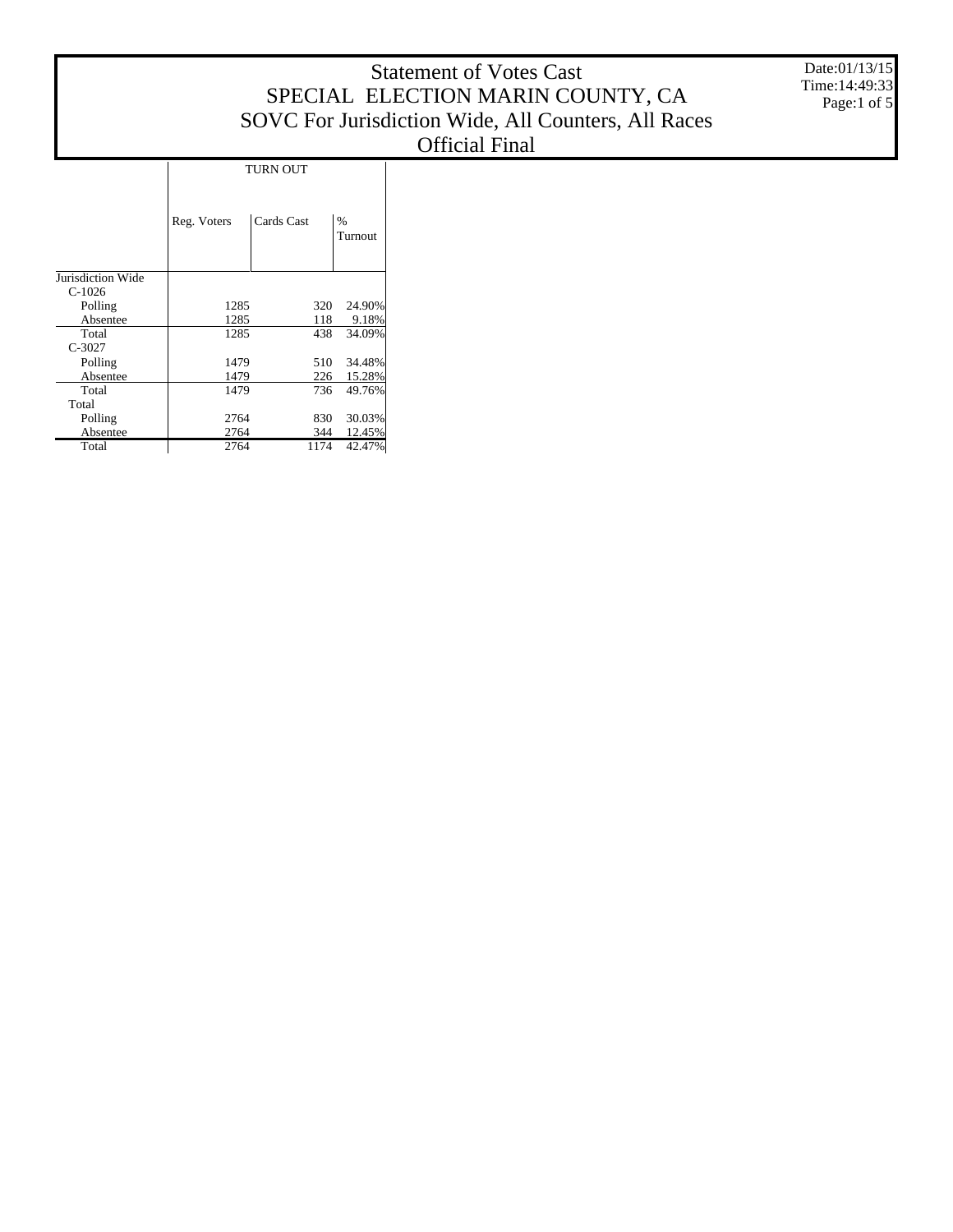# Statement of Votes Cast
## SPECIAL ELECTION MARIN COUNTY, CA
## SOVC For Jurisdiction Wide, All Counters, All Races
## Official Final

Date:01/13/15
Time:14:49:33

| | TURN OUT | | |
|---|---|---|---|
| | Reg. Voters | Cards Cast | % Turnout |
| Jurisdiction Wide | | | |
| C-1026 | | | |
| Polling | 1285 | 320 | 24.90% |
| Absentee | 1285 | 118 | 9.18% |
| Total | 1285 | 438 | 34.09% |
| C-3027 | | | |
| Polling | 1479 | 510 | 34.48% |
| Absentee | 1479 | 226 | 15.28% |
| Total | 1479 | 736 | 49.76% |
| Total | | | |
| Polling | 2764 | 830 | 30.03% |
| Absentee | 2764 | 344 | 12.45% |
| Total | 2764 | 1174 | 42.47% |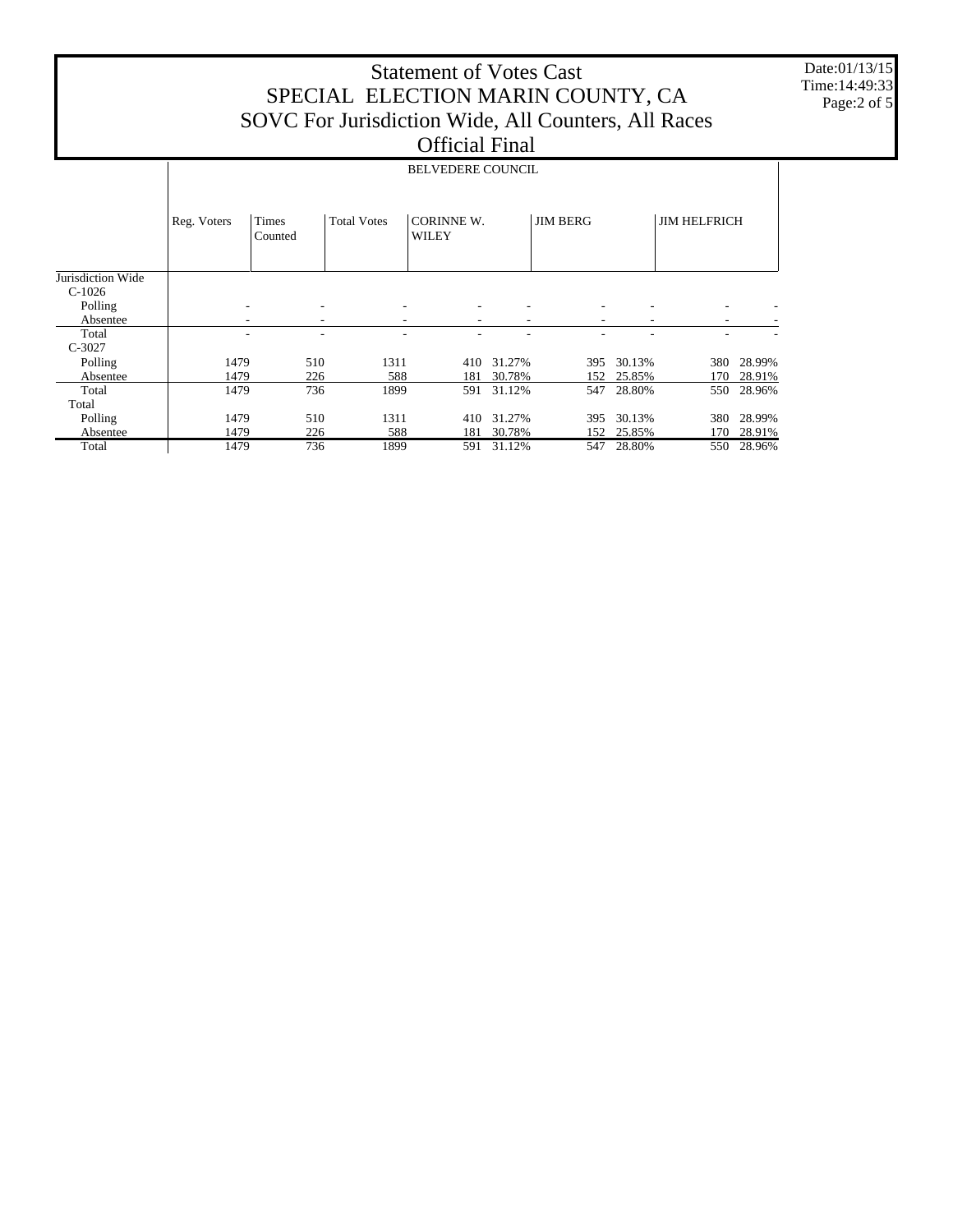# Statement of Votes Cast
## SPECIAL ELECTION MARIN COUNTY, CA
## SOVC For Jurisdiction Wide, All Counters, All Races
## Official Final

Date:01/13/15
Time:14:49:33

| | BELVEDERE COUNCIL | | | | | | | | |
|---|---|---|---|---|---|---|---|---|---|
| | Reg. Voters | Times Counted | Total Votes | CORINNE W. WILEY | | JIM BERG | | JIM HELFRICH | |
| Jurisdiction Wide | | | | | | | | | |
| C-1026 | | | | | | | | | |
| Polling | - | - | - | - | - | - | - | - | - |
| Absentee | - | - | - | - | - | - | - | - | - |
| Total | - | - | - | - | - | - | - | - | - |
| C-3027 | | | | | | | | | |
| Polling | 1479 | 510 | 1311 | 410 | 31.27% | 395 | 30.13% | 380 | 28.99% |
| Absentee | 1479 | 226 | 588 | 181 | 30.78% | 152 | 25.85% | 170 | 28.91% |
| Total | 1479 | 736 | 1899 | 591 | 31.12% | 547 | 28.80% | 550 | 28.96% |
| Total | | | | | | | | | |
| Polling | 1479 | 510 | 1311 | 410 | 31.27% | 395 | 30.13% | 380 | 28.99% |
| Absentee | 1479 | 226 | 588 | 181 | 30.78% | 152 | 25.85% | 170 | 28.91% |
| Total | 1479 | 736 | 1899 | 591 | 31.12% | 547 | 28.80% | 550 | 28.96% |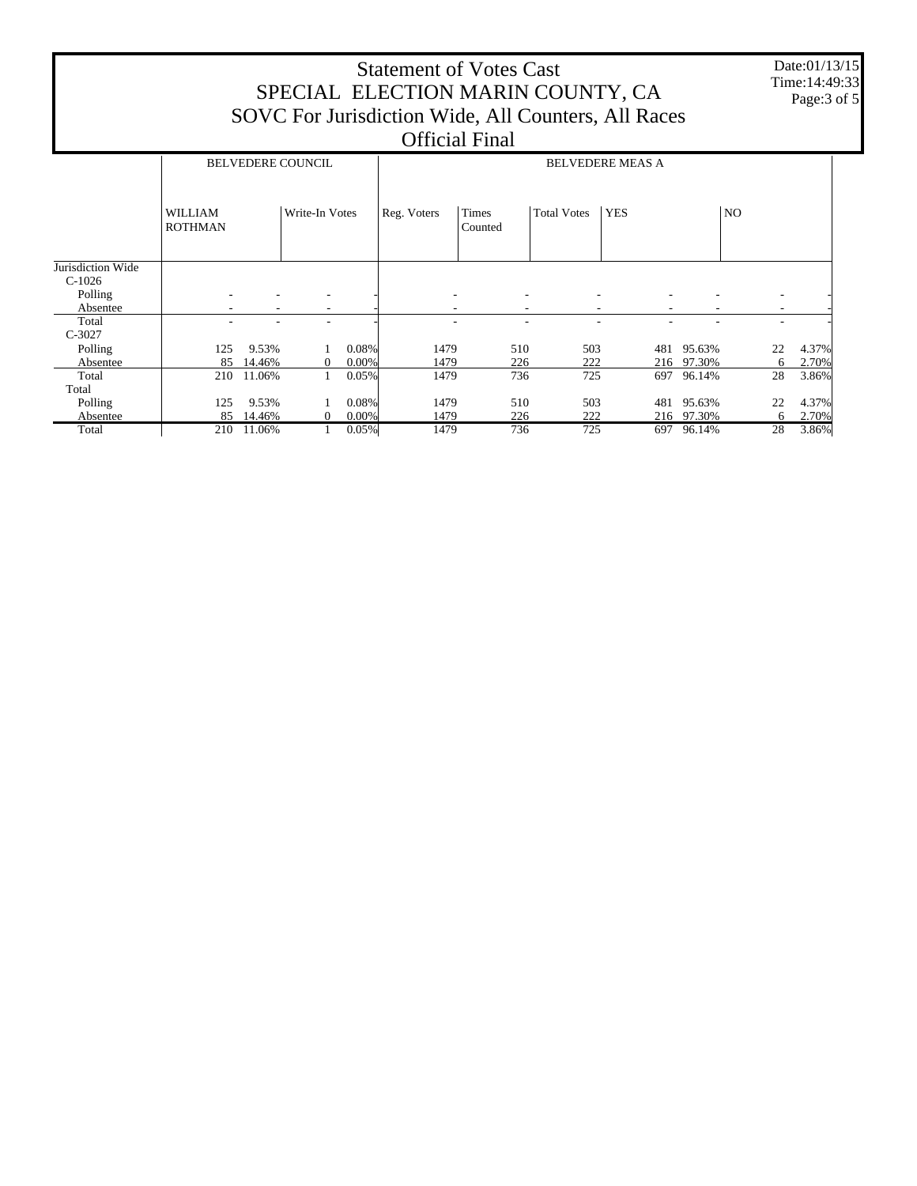# Statement of Votes Cast
## SPECIAL ELECTION MARIN COUNTY, CA
## SOVC For Jurisdiction Wide, All Counters, All Races
## Official Final

Date:01/13/15
Time:14:49:33

| | BELVEDERE COUNCIL | | | | BELVEDERE MEAS A | | | | | | |
|---|---|---|---|---|---|---|---|---|---|---|---|
| | WILLIAM ROTHMAN | | Write-In Votes | | Reg. Voters | Times Counted | Total Votes | YES | | NO | |
| Jurisdiction Wide | | | | | | | | | | | |
| C-1026 | | | | | | | | | | | |
| Polling | - | - | - | - | - | - | - | - | - | - | - |
| Absentee | - | - | - | - | - | - | - | - | - | - | - |
| Total | - | - | - | - | - | - | - | - | - | - | - |
| C-3027 | | | | | | | | | | | |
| Polling | 125 | 9.53% | 1 | 0.08% | 1479 | 510 | 503 | 481 | 95.63% | 22 | 4.37% |
| Absentee | 85 | 14.46% | 0 | 0.00% | 1479 | 226 | 222 | 216 | 97.30% | 6 | 2.70% |
| Total | 210 | 11.06% | 1 | 0.05% | 1479 | 736 | 725 | 697 | 96.14% | 28 | 3.86% |
| Total | | | | | | | | | | | |
| Polling | 125 | 9.53% | 1 | 0.08% | 1479 | 510 | 503 | 481 | 95.63% | 22 | 4.37% |
| Absentee | 85 | 14.46% | 0 | 0.00% | 1479 | 226 | 222 | 216 | 97.30% | 6 | 2.70% |
| Total | 210 | 11.06% | 1 | 0.05% | 1479 | 736 | 725 | 697 | 96.14% | 28 | 3.86% |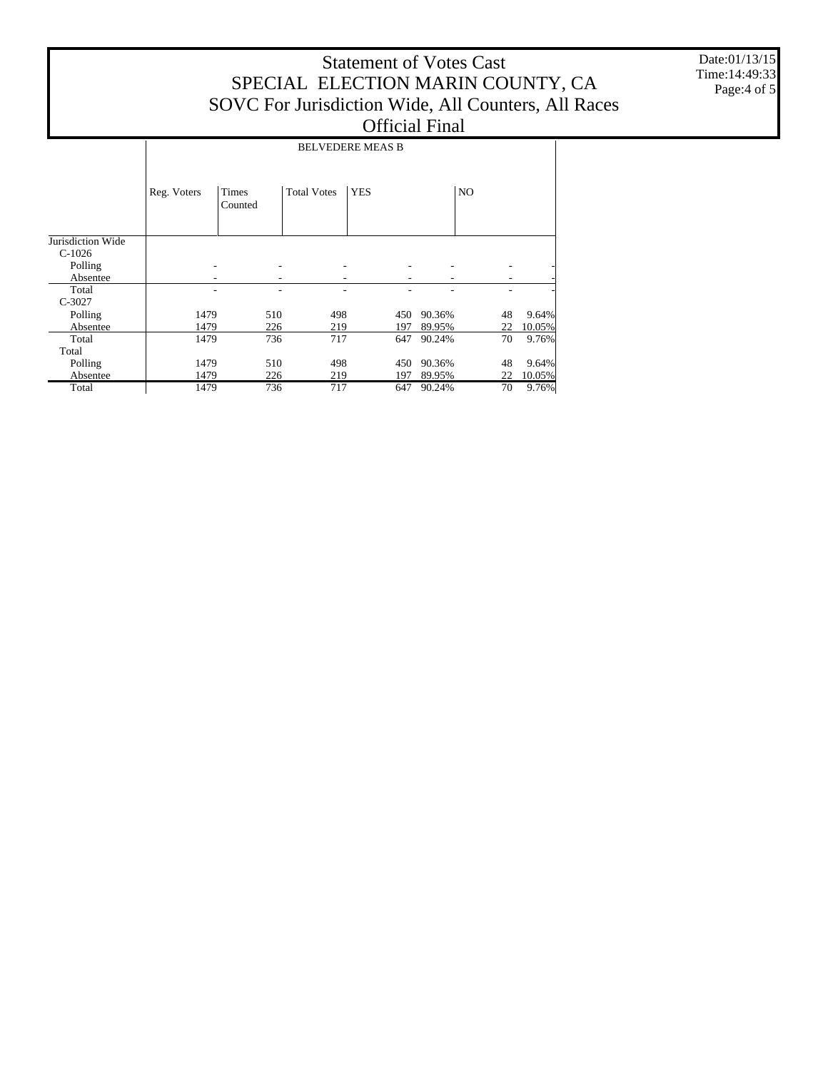# Statement of Votes Cast
# SPECIAL ELECTION MARIN COUNTY, CA
## SOVC For Jurisdiction Wide, All Counters, All Races
## Official Final

Date:01/13/15
Time:14:49:33

| | BELVEDERE MEAS B | | | | | | |
|---|---|---|---|---|---|---|---|
| | Reg. Voters | Times Counted | Total Votes | YES | | NO | |
| Jurisdiction Wide | | | | | | | |
| C-1026 | | | | | | | |
| Polling | - | - | - | - | - | - | - |
| Absentee | - | - | - | - | - | - | - |
| Total | - | - | - | - | - | - | - |
| C-3027 | | | | | | | |
| Polling | 1479 | 510 | 498 | 450 | 90.36% | 48 | 9.64% |
| Absentee | 1479 | 226 | 219 | 197 | 89.95% | 22 | 10.05% |
| Total | 1479 | 736 | 717 | 647 | 90.24% | 70 | 9.76% |
| Total | | | | | | | |
| Polling | 1479 | 510 | 498 | 450 | 90.36% | 48 | 9.64% |
| Absentee | 1479 | 226 | 219 | 197 | 89.95% | 22 | 10.05% |
| Total | 1479 | 736 | 717 | 647 | 90.24% | 70 | 9.76% |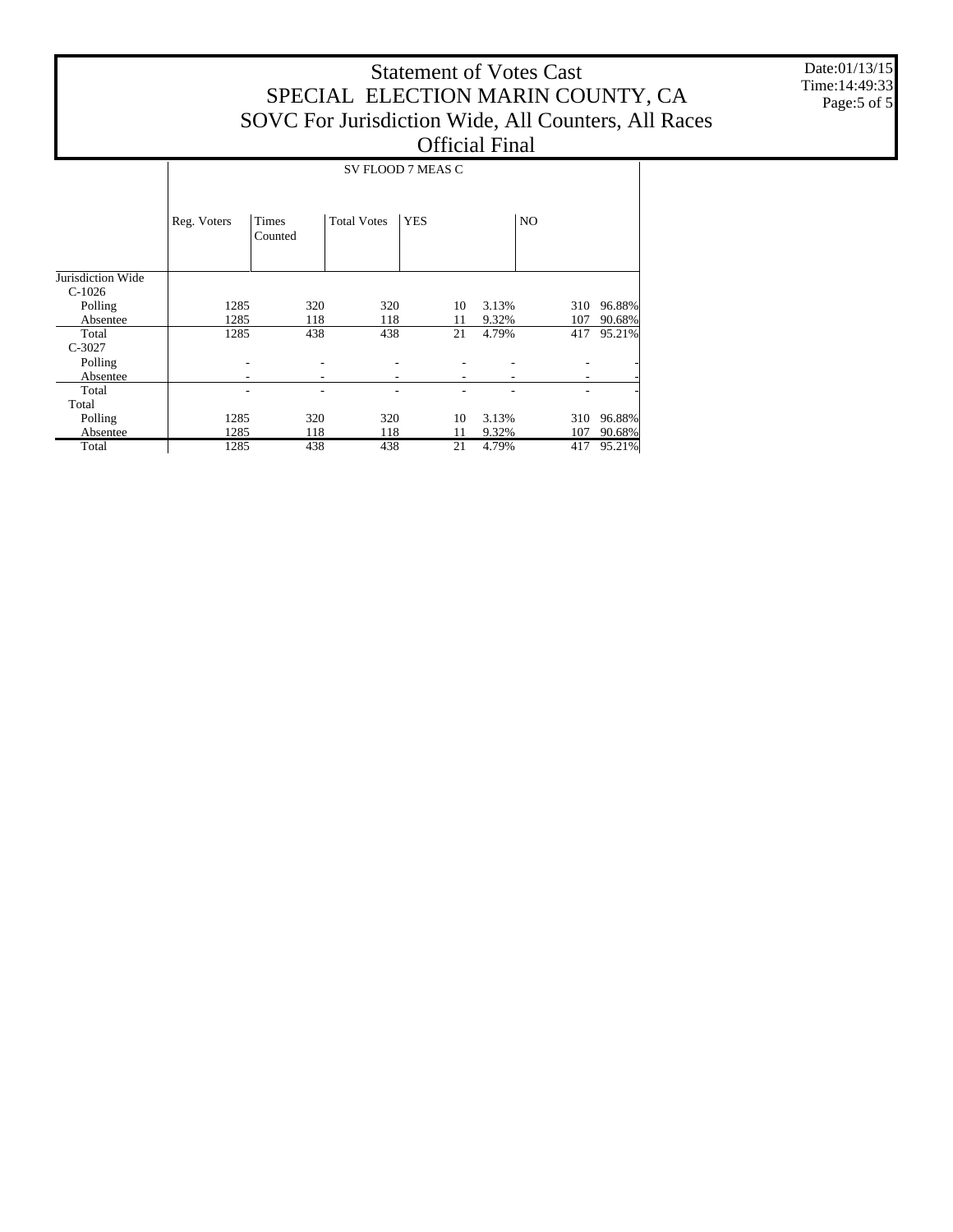# Statement of Votes Cast
# SPECIAL ELECTION MARIN COUNTY, CA
## SOVC For Jurisdiction Wide, All Counters, All Races
## Official Final

Date:01/13/15
Time:14:49:33

| | SV FLOOD 7 MEAS C | | | | | | |
|---|---|---|---|---|---|---|---|
| | Reg. Voters | Times Counted | Total Votes | YES | | NO | |
| Jurisdiction Wide | | | | | | | |
| C-1026 | | | | | | | |
| Polling | 1285 | 320 | 320 | 10 | 3.13% | 310 | 96.88% |
| Absentee | 1285 | 118 | 118 | 11 | 9.32% | 107 | 90.68% |
| Total | 1285 | 438 | 438 | 21 | 4.79% | 417 | 95.21% |
| C-3027 | | | | | | | |
| Polling | - | - | - | - | - | - | - |
| Absentee | - | - | - | - | - | - | - |
| Total | - | - | - | - | - | - | - |
| Total | | | | | | | |
| Polling | 1285 | 320 | 320 | 10 | 3.13% | 310 | 96.88% |
| Absentee | 1285 | 118 | 118 | 11 | 9.32% | 107 | 90.68% |
| Total | 1285 | 438 | 438 | 21 | 4.79% | 417 | 95.21% |